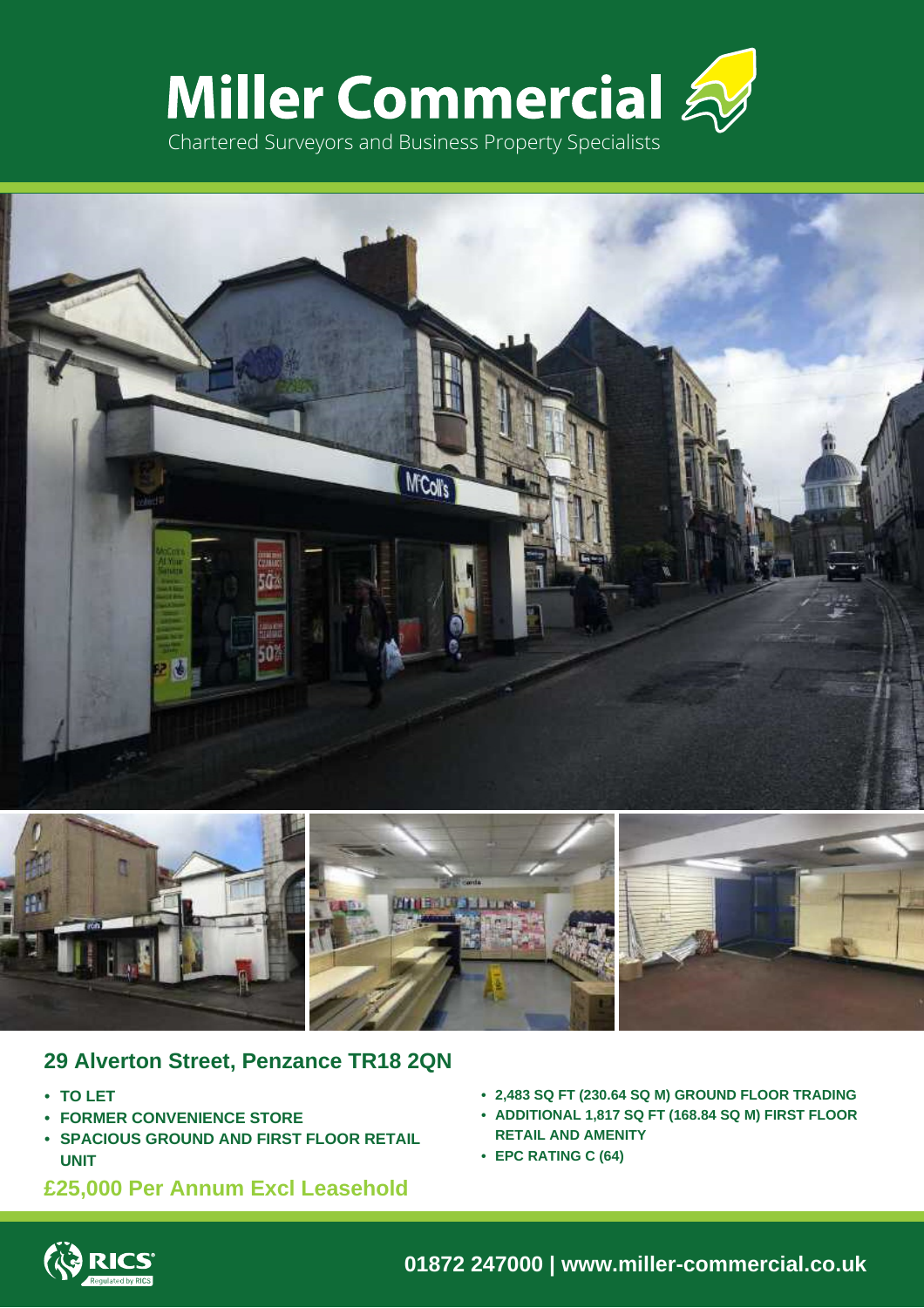# Miller Commercial

Chartered Surveyors and Business Property Specialists

## 29 Alverton Street, Penzance TR18 2QN

- **TO LET**
- **FORMER CONVENIENCE STORE**
- **SPACIOUS GROUND AND FIRST FLOOR RETAIL UNIT**
- **2,483 SQ FT (230.64 SQ M) GROUND FLOOR TRADING**
- **ADDITIONAL 1,817 SQ FT (168.84 SQ M) FIRST FLOOR RETAIL AND AMENITY**
- **EPC RATING C (64)**

**£25,000 Per Annum Excl Leasehold**

RICS Regulated by RICS

**01872 247000 | www.miller-commercial.co.uk**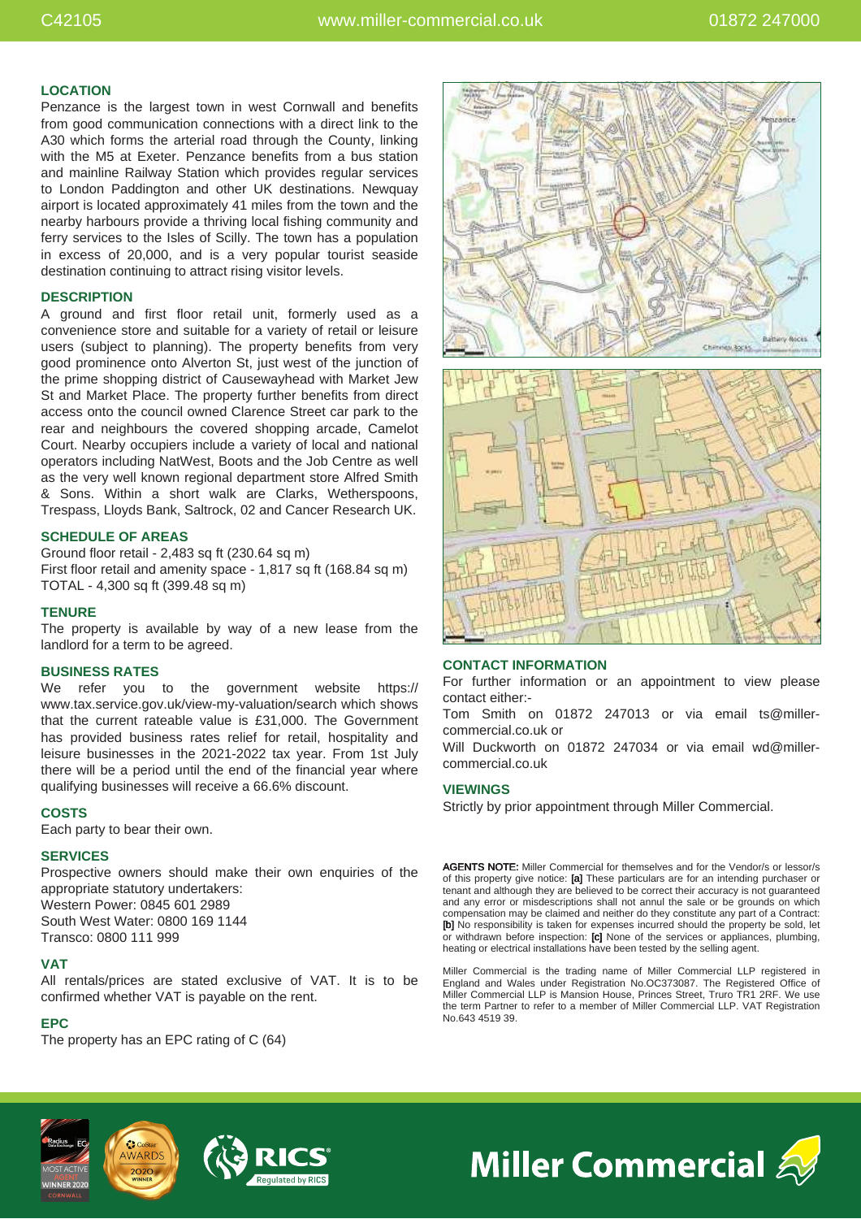## LOCATION

Penzance is the largest town in west Cornwall and benefits from good communication connections with a direct link to the A30 which forms the arterial road through the County, linking with the M5 at Exeter. Penzance benefits from a bus station and mainline Railway Station which provides regular services to London Paddington and other UK destinations. Newquay airport is located approximately 41 miles from the town and the nearby harbours provide a thriving local fishing community and ferry services to the Isles of Scilly. The town has a population in excess of 20,000, and is a very popular tourist seaside destination continuing to attract rising visitor levels.

## DESCRIPTION

A ground and first floor retail unit, formerly used as a convenience store and suitable for a variety of retail or leisure users (subject to planning). The property benefits from very good prominence onto Alverton St, just west of the junction of the prime shopping district of Causewayhead with Market Jew St and Market Place. The property further benefits from direct access onto the council owned Clarence Street car park to the rear and neighbours the covered shopping arcade, Camelot Court. Nearby occupiers include a variety of local and national operators including NatWest, Boots and the Job Centre as well as the very well known regional department store Alfred Smith & Sons. Within a short walk are Clarks, Wetherspoons, Trespass, Lloyds Bank, Saltrock, 02 and Cancer Research UK.

## SCHEDULE OF AREAS

Ground floor retail - 2,483 sq ft (230.64 sq m)
First floor retail and amenity space - 1,817 sq ft (168.84 sq m)
TOTAL - 4,300 sq ft (399.48 sq m)

## TENURE

The property is available by way of a new lease from the landlord for a term to be agreed.

## BUSINESS RATES

We refer you to the government website https://www.tax.service.gov.uk/view-my-valuation/search which shows that the current rateable value is £31,000. The Government has provided business rates relief for retail, hospitality and leisure businesses in the 2021-2022 tax year. From 1st July there will be a period until the end of the financial year where qualifying businesses will receive a 66.6% discount.

## COSTS

Each party to bear their own.

## SERVICES

Prospective owners should make their own enquiries of the appropriate statutory undertakers:
Western Power: 0845 601 2989
South West Water: 0800 169 1144
Transco: 0800 111 999

## VAT

All rentals/prices are stated exclusive of VAT. It is to be confirmed whether VAT is payable on the rent.

## EPC

The property has an EPC rating of C (64)

## CONTACT INFORMATION

For further information or an appointment to view please contact either:-

Tom Smith on 01872 247013 or via email ts@miller-commercial.co.uk or

Will Duckworth on 01872 247034 or via email wd@miller-commercial.co.uk

## VIEWINGS

Strictly by prior appointment through Miller Commercial.

**AGENTS NOTE:** Miller Commercial for themselves and for the Vendor/s or lessor/s of this property give notice: **[a]** These particulars are for an intending purchaser or tenant and although they are believed to be correct their accuracy is not guaranteed and any error or misdescriptions shall not annul the sale or be grounds on which compensation may be claimed and neither do they constitute any part of a Contract: **[b]** No responsibility is taken for expenses incurred should the property be sold, let or withdrawn before inspection: **[c]** None of the services or appliances, plumbing, heating or electrical installations have been tested by the selling agent.

Miller Commercial is the trading name of Miller Commercial LLP registered in England and Wales under Registration No.OC373087. The Registered Office of Miller Commercial LLP is Mansion House, Princes Street, Truro TR1 2RF. We use the term Partner to refer to a member of Miller Commercial LLP. VAT Registration No.643 4519 39.